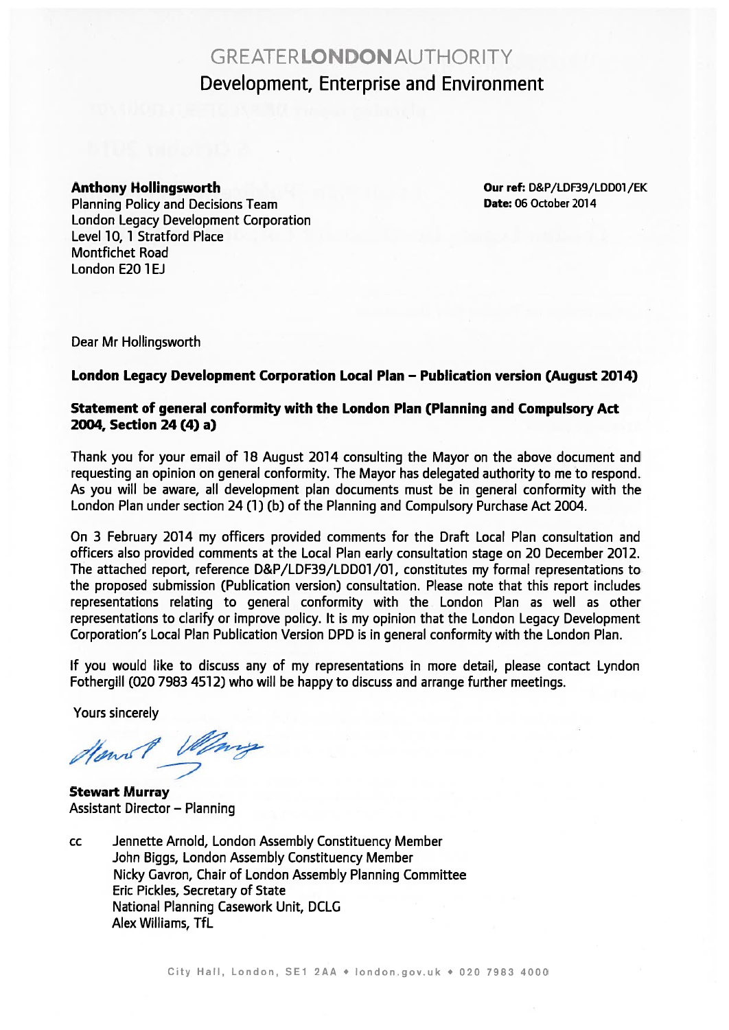GREATER**LONDON**AUTHORITY

Development, Enterprise and Environment

**Anthony Hollingsworth**
Planning Policy and Decisions Team
London Legacy Development Corporation
Level 10, 1 Stratford Place
Montfichet Road
London E20 1EJ

**Our ref:** D&P/LDF39/LDD01/EK
**Date:** 06 October 2014

Dear Mr Hollingsworth

**London Legacy Development Corporation Local Plan – Publication version (August 2014)**

**Statement of general conformity with the London Plan (Planning and Compulsory Act 2004, Section 24 (4) a)**

Thank you for your email of 18 August 2014 consulting the Mayor on the above document and requesting an opinion on general conformity. The Mayor has delegated authority to me to respond. As you will be aware, all development plan documents must be in general conformity with the London Plan under section 24 (1) (b) of the Planning and Compulsory Purchase Act 2004.

On 3 February 2014 my officers provided comments for the Draft Local Plan consultation and officers also provided comments at the Local Plan early consultation stage on 20 December 2012. The attached report, reference D&P/LDF39/LDD01/01, constitutes my formal representations to the proposed submission (Publication version) consultation. Please note that this report includes representations relating to general conformity with the London Plan as well as other representations to clarify or improve policy. It is my opinion that the London Legacy Development Corporation's Local Plan Publication Version DPD is in general conformity with the London Plan.

If you would like to discuss any of my representations in more detail, please contact Lyndon Fothergill (020 7983 4512) who will be happy to discuss and arrange further meetings.

Yours sincerely

**Stewart Murray**
Assistant Director – Planning

cc Jennette Arnold, London Assembly Constituency Member
John Biggs, London Assembly Constituency Member
Nicky Gavron, Chair of London Assembly Planning Committee
Eric Pickles, Secretary of State
National Planning Casework Unit, DCLG
Alex Williams, TfL

City Hall, London, SE1 2AA ♦ london.gov.uk ♦ 020 7983 4000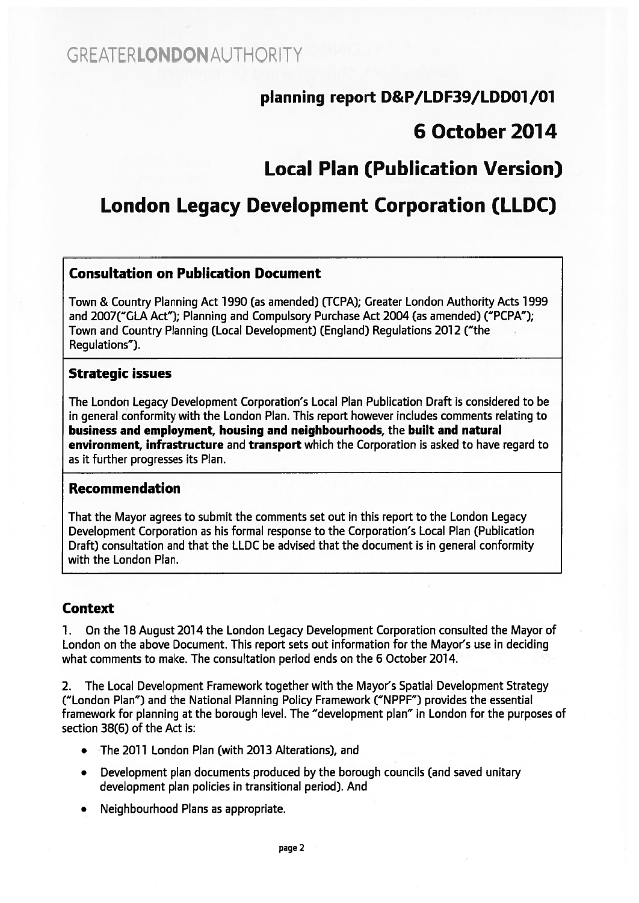GREATER**LONDON**AUTHORITY

## planning report D&P/LDF39/LDD01/01

## 6 October 2014

# Local Plan (Publication Version)

# London Legacy Development Corporation (LLDC)

### Consultation on Publication Document

Town & Country Planning Act 1990 (as amended) (TCPA); Greater London Authority Acts 1999 and 2007("GLA Act"); Planning and Compulsory Purchase Act 2004 (as amended) ("PCPA"); Town and Country Planning (Local Development) (England) Regulations 2012 ("the Regulations").

### Strategic issues

The London Legacy Development Corporation's Local Plan Publication Draft is considered to be in general conformity with the London Plan. This report however includes comments relating to **business and employment, housing and neighbourhoods,** the **built and natural environment, infrastructure** and **transport** which the Corporation is asked to have regard to as it further progresses its Plan.

### Recommendation

That the Mayor agrees to submit the comments set out in this report to the London Legacy Development Corporation as his formal response to the Corporation's Local Plan (Publication Draft) consultation and that the LLDC be advised that the document is in general conformity with the London Plan.

### Context

1. On the 18 August 2014 the London Legacy Development Corporation consulted the Mayor of London on the above Document. This report sets out information for the Mayor's use in deciding what comments to make. The consultation period ends on the 6 October 2014.

2. The Local Development Framework together with the Mayor's Spatial Development Strategy ("London Plan") and the National Planning Policy Framework ("NPPF") provides the essential framework for planning at the borough level. The "development plan" in London for the purposes of section 38(6) of the Act is:

- The 2011 London Plan (with 2013 Alterations), and
- Development plan documents produced by the borough councils (and saved unitary development plan policies in transitional period). And
- Neighbourhood Plans as appropriate.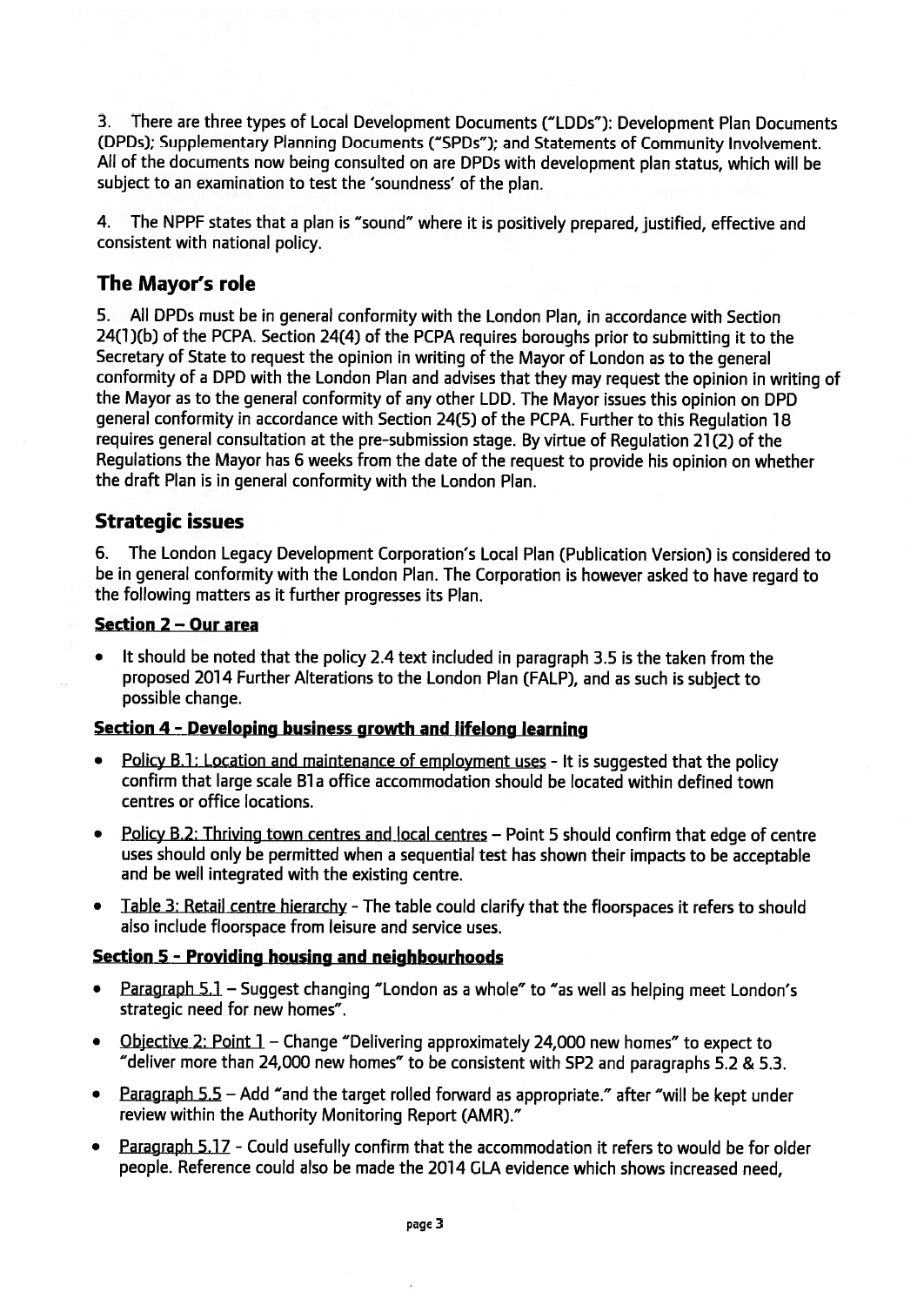3. There are three types of Local Development Documents ("LDDs"): Development Plan Documents (DPDs); Supplementary Planning Documents ("SPDs"); and Statements of Community Involvement. All of the documents now being consulted on are DPDs with development plan status, which will be subject to an examination to test the 'soundness' of the plan.

4. The NPPF states that a plan is "sound" where it is positively prepared, justified, effective and consistent with national policy.

## The Mayor's role

5. All DPDs must be in general conformity with the London Plan, in accordance with Section 24(1)(b) of the PCPA. Section 24(4) of the PCPA requires boroughs prior to submitting it to the Secretary of State to request the opinion in writing of the Mayor of London as to the general conformity of a DPD with the London Plan and advises that they may request the opinion in writing of the Mayor as to the general conformity of any other LDD. The Mayor issues this opinion on DPD general conformity in accordance with Section 24(5) of the PCPA. Further to this Regulation 18 requires general consultation at the pre-submission stage. By virtue of Regulation 21(2) of the Regulations the Mayor has 6 weeks from the date of the request to provide his opinion on whether the draft Plan is in general conformity with the London Plan.

## Strategic issues

6. The London Legacy Development Corporation's Local Plan (Publication Version) is considered to be in general conformity with the London Plan. The Corporation is however asked to have regard to the following matters as it further progresses its Plan.

### Section 2 – Our area

- It should be noted that the policy 2.4 text included in paragraph 3.5 is the taken from the proposed 2014 Further Alterations to the London Plan (FALP), and as such is subject to possible change.

### Section 4 - Developing business growth and lifelong learning

- Policy B.1: Location and maintenance of employment uses - It is suggested that the policy confirm that large scale B1a office accommodation should be located within defined town centres or office locations.
- Policy B.2: Thriving town centres and local centres – Point 5 should confirm that edge of centre uses should only be permitted when a sequential test has shown their impacts to be acceptable and be well integrated with the existing centre.
- Table 3: Retail centre hierarchy - The table could clarify that the floorspaces it refers to should also include floorspace from leisure and service uses.

### Section 5 - Providing housing and neighbourhoods

- Paragraph 5.1 – Suggest changing "London as a whole" to "as well as helping meet London's strategic need for new homes".
- Objective 2: Point 1 – Change "Delivering approximately 24,000 new homes" to expect to "deliver more than 24,000 new homes" to be consistent with SP2 and paragraphs 5.2 & 5.3.
- Paragraph 5.5 – Add "and the target rolled forward as appropriate." after "will be kept under review within the Authority Monitoring Report (AMR)."
- Paragraph 5.17 - Could usefully confirm that the accommodation it refers to would be for older people. Reference could also be made the 2014 GLA evidence which shows increased need,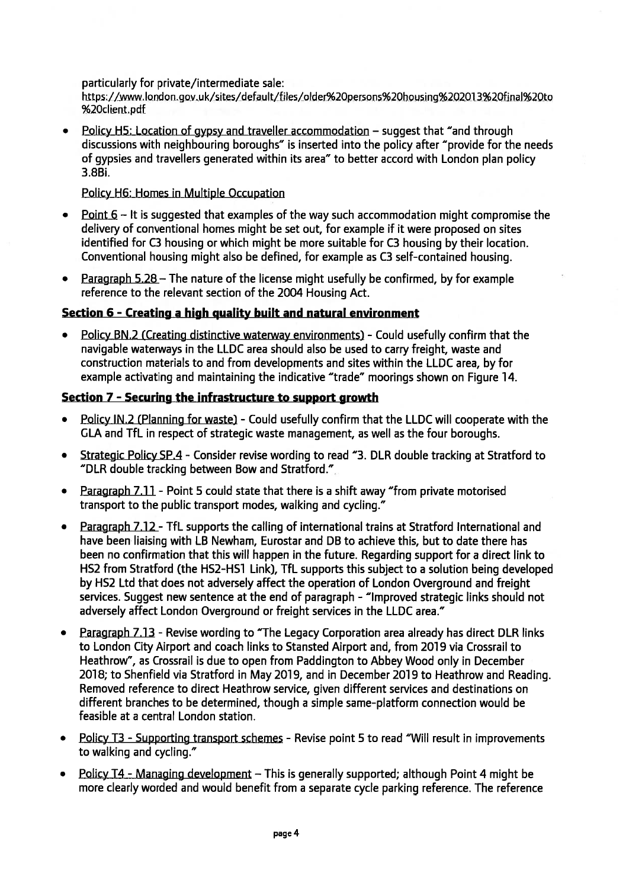particularly for private/intermediate sale:
https://www.london.gov.uk/sites/default/files/older%20persons%20housing%202013%20final%20to%20client.pdf

- Policy H5: Location of gypsy and traveller accommodation – suggest that "and through discussions with neighbouring boroughs" is inserted into the policy after "provide for the needs of gypsies and travellers generated within its area" to better accord with London plan policy 3.8Bi.

Policy H6: Homes in Multiple Occupation

- Point 6 – It is suggested that examples of the way such accommodation might compromise the delivery of conventional homes might be set out, for example if it were proposed on sites identified for C3 housing or which might be more suitable for C3 housing by their location. Conventional housing might also be defined, for example as C3 self-contained housing.
- Paragraph 5.28 – The nature of the license might usefully be confirmed, by for example reference to the relevant section of the 2004 Housing Act.

**Section 6 - Creating a high quality built and natural environment**

- Policy BN.2 (Creating distinctive waterway environments) - Could usefully confirm that the navigable waterways in the LLDC area should also be used to carry freight, waste and construction materials to and from developments and sites within the LLDC area, by for example activating and maintaining the indicative "trade" moorings shown on Figure 14.

**Section 7 - Securing the infrastructure to support growth**

- Policy IN.2 (Planning for waste) - Could usefully confirm that the LLDC will cooperate with the GLA and TfL in respect of strategic waste management, as well as the four boroughs.
- Strategic Policy SP.4 - Consider revise wording to read "3. DLR double tracking at Stratford to "DLR double tracking between Bow and Stratford."
- Paragraph 7.11 - Point 5 could state that there is a shift away "from private motorised transport to the public transport modes, walking and cycling."
- Paragraph 7.12 - TfL supports the calling of international trains at Stratford International and have been liaising with LB Newham, Eurostar and DB to achieve this, but to date there has been no confirmation that this will happen in the future. Regarding support for a direct link to HS2 from Stratford (the HS2-HS1 Link), TfL supports this subject to a solution being developed by HS2 Ltd that does not adversely affect the operation of London Overground and freight services. Suggest new sentence at the end of paragraph - "Improved strategic links should not adversely affect London Overground or freight services in the LLDC area."
- Paragraph 7.13 - Revise wording to "The Legacy Corporation area already has direct DLR links to London City Airport and coach links to Stansted Airport and, from 2019 via Crossrail to Heathrow", as Crossrail is due to open from Paddington to Abbey Wood only in December 2018; to Shenfield via Stratford in May 2019, and in December 2019 to Heathrow and Reading. Removed reference to direct Heathrow service, given different services and destinations on different branches to be determined, though a simple same-platform connection would be feasible at a central London station.
- Policy T3 - Supporting transport schemes - Revise point 5 to read "Will result in improvements to walking and cycling."
- Policy T4 - Managing development – This is generally supported; although Point 4 might be more clearly worded and would benefit from a separate cycle parking reference. The reference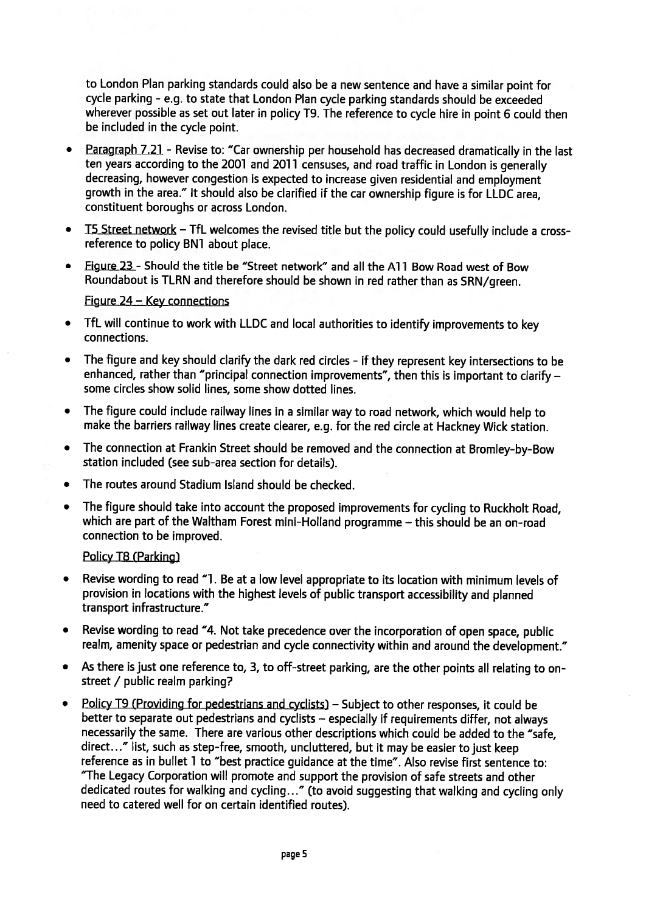to London Plan parking standards could also be a new sentence and have a similar point for cycle parking - e.g. to state that London Plan cycle parking standards should be exceeded wherever possible as set out later in policy T9. The reference to cycle hire in point 6 could then be included in the cycle point.

- Paragraph 7.21 - Revise to: "Car ownership per household has decreased dramatically in the last ten years according to the 2001 and 2011 censuses, and road traffic in London is generally decreasing, however congestion is expected to increase given residential and employment growth in the area." It should also be clarified if the car ownership figure is for LLDC area, constituent boroughs or across London.
- T5 Street network – TfL welcomes the revised title but the policy could usefully include a cross-reference to policy BN1 about place.
- Figure 23 - Should the title be "Street network" and all the A11 Bow Road west of Bow Roundabout is TLRN and therefore should be shown in red rather than as SRN/green.

Figure 24 – Key connections

- TfL will continue to work with LLDC and local authorities to identify improvements to key connections.
- The figure and key should clarify the dark red circles - if they represent key intersections to be enhanced, rather than "principal connection improvements", then this is important to clarify – some circles show solid lines, some show dotted lines.
- The figure could include railway lines in a similar way to road network, which would help to make the barriers railway lines create clearer, e.g. for the red circle at Hackney Wick station.
- The connection at Frankin Street should be removed and the connection at Bromley-by-Bow station included (see sub-area section for details).
- The routes around Stadium Island should be checked.
- The figure should take into account the proposed improvements for cycling to Ruckholt Road, which are part of the Waltham Forest mini-Holland programme – this should be an on-road connection to be improved.

Policy T8 (Parking)

- Revise wording to read "1. Be at a low level appropriate to its location with minimum levels of provision in locations with the highest levels of public transport accessibility and planned transport infrastructure."
- Revise wording to read "4. Not take precedence over the incorporation of open space, public realm, amenity space or pedestrian and cycle connectivity within and around the development."
- As there is just one reference to, 3, to off-street parking, are the other points all relating to on-street / public realm parking?
- Policy T9 (Providing for pedestrians and cyclists) – Subject to other responses, it could be better to separate out pedestrians and cyclists – especially if requirements differ, not always necessarily the same. There are various other descriptions which could be added to the "safe, direct..." list, such as step-free, smooth, uncluttered, but it may be easier to just keep reference as in bullet 1 to "best practice guidance at the time". Also revise first sentence to: "The Legacy Corporation will promote and support the provision of safe streets and other dedicated routes for walking and cycling..." (to avoid suggesting that walking and cycling only need to catered well for on certain identified routes).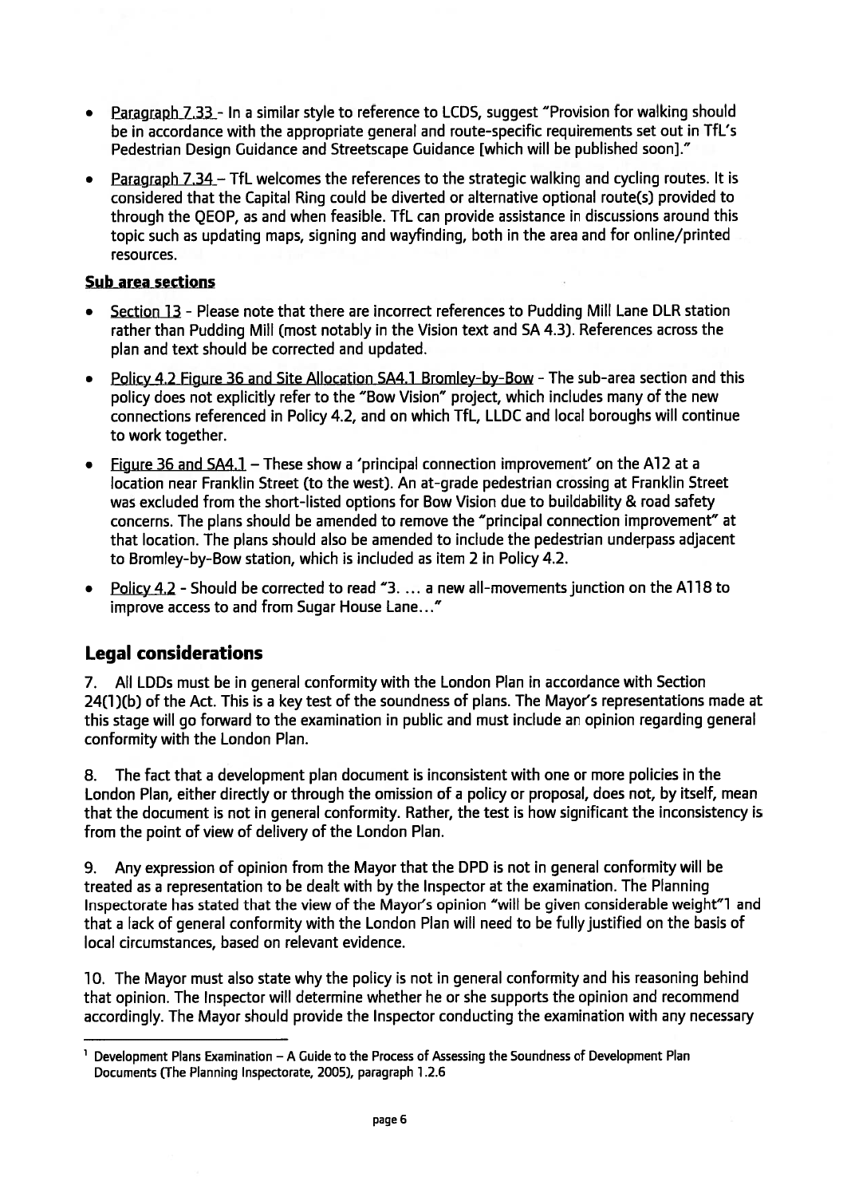- Paragraph 7.33 - In a similar style to reference to LCDS, suggest "Provision for walking should be in accordance with the appropriate general and route-specific requirements set out in TfL's Pedestrian Design Guidance and Streetscape Guidance [which will be published soon]."
- Paragraph 7.34 – TfL welcomes the references to the strategic walking and cycling routes. It is considered that the Capital Ring could be diverted or alternative optional route(s) provided to through the QEOP, as and when feasible. TfL can provide assistance in discussions around this topic such as updating maps, signing and wayfinding, both in the area and for online/printed resources.

**Sub area sections**

- Section 13 - Please note that there are incorrect references to Pudding Mill Lane DLR station rather than Pudding Mill (most notably in the Vision text and SA 4.3). References across the plan and text should be corrected and updated.
- Policy 4.2 Figure 36 and Site Allocation SA4.1 Bromley-by-Bow - The sub-area section and this policy does not explicitly refer to the "Bow Vision" project, which includes many of the new connections referenced in Policy 4.2, and on which TfL, LLDC and local boroughs will continue to work together.
- Figure 36 and SA4.1 – These show a 'principal connection improvement' on the A12 at a location near Franklin Street (to the west). An at-grade pedestrian crossing at Franklin Street was excluded from the short-listed options for Bow Vision due to buildability & road safety concerns. The plans should be amended to remove the "principal connection improvement" at that location. The plans should also be amended to include the pedestrian underpass adjacent to Bromley-by-Bow station, which is included as item 2 in Policy 4.2.
- Policy 4.2 - Should be corrected to read "3. … a new all-movements junction on the A118 to improve access to and from Sugar House Lane…"

## Legal considerations

7. All LDDs must be in general conformity with the London Plan in accordance with Section 24(1)(b) of the Act. This is a key test of the soundness of plans. The Mayor's representations made at this stage will go forward to the examination in public and must include an opinion regarding general conformity with the London Plan.

8. The fact that a development plan document is inconsistent with one or more policies in the London Plan, either directly or through the omission of a policy or proposal, does not, by itself, mean that the document is not in general conformity. Rather, the test is how significant the inconsistency is from the point of view of delivery of the London Plan.

9. Any expression of opinion from the Mayor that the DPD is not in general conformity will be treated as a representation to be dealt with by the Inspector at the examination. The Planning Inspectorate has stated that the view of the Mayor's opinion "will be given considerable weight"[1] and that a lack of general conformity with the London Plan will need to be fully justified on the basis of local circumstances, based on relevant evidence.

10. The Mayor must also state why the policy is not in general conformity and his reasoning behind that opinion. The Inspector will determine whether he or she supports the opinion and recommend accordingly. The Mayor should provide the Inspector conducting the examination with any necessary

[1] Development Plans Examination – A Guide to the Process of Assessing the Soundness of Development Plan Documents (The Planning Inspectorate, 2005), paragraph 1.2.6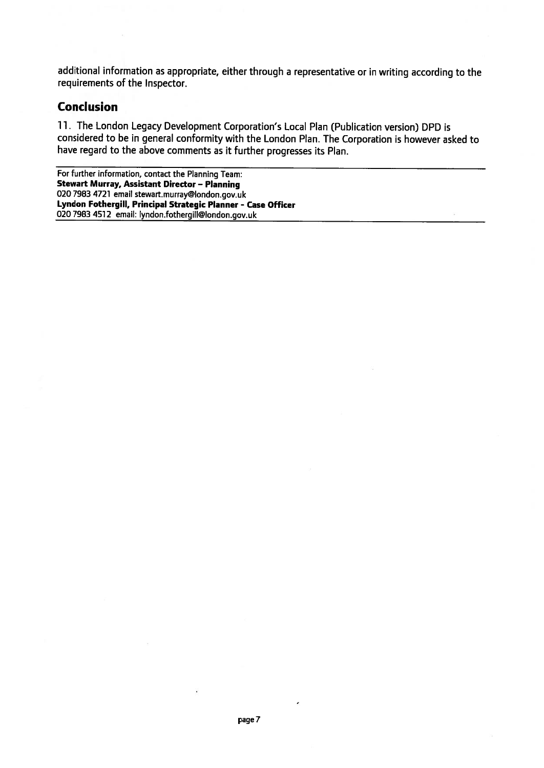additional information as appropriate, either through a representative or in writing according to the requirements of the Inspector.

## Conclusion

11. The London Legacy Development Corporation's Local Plan (Publication version) DPD is considered to be in general conformity with the London Plan. The Corporation is however asked to have regard to the above comments as it further progresses its Plan.

For further information, contact the Planning Team:
**Stewart Murray, Assistant Director – Planning**
020 7983 4721 email stewart.murray@london.gov.uk
**Lyndon Fothergill, Principal Strategic Planner - Case Officer**
020 7983 4512 email: lyndon.fothergill@london.gov.uk